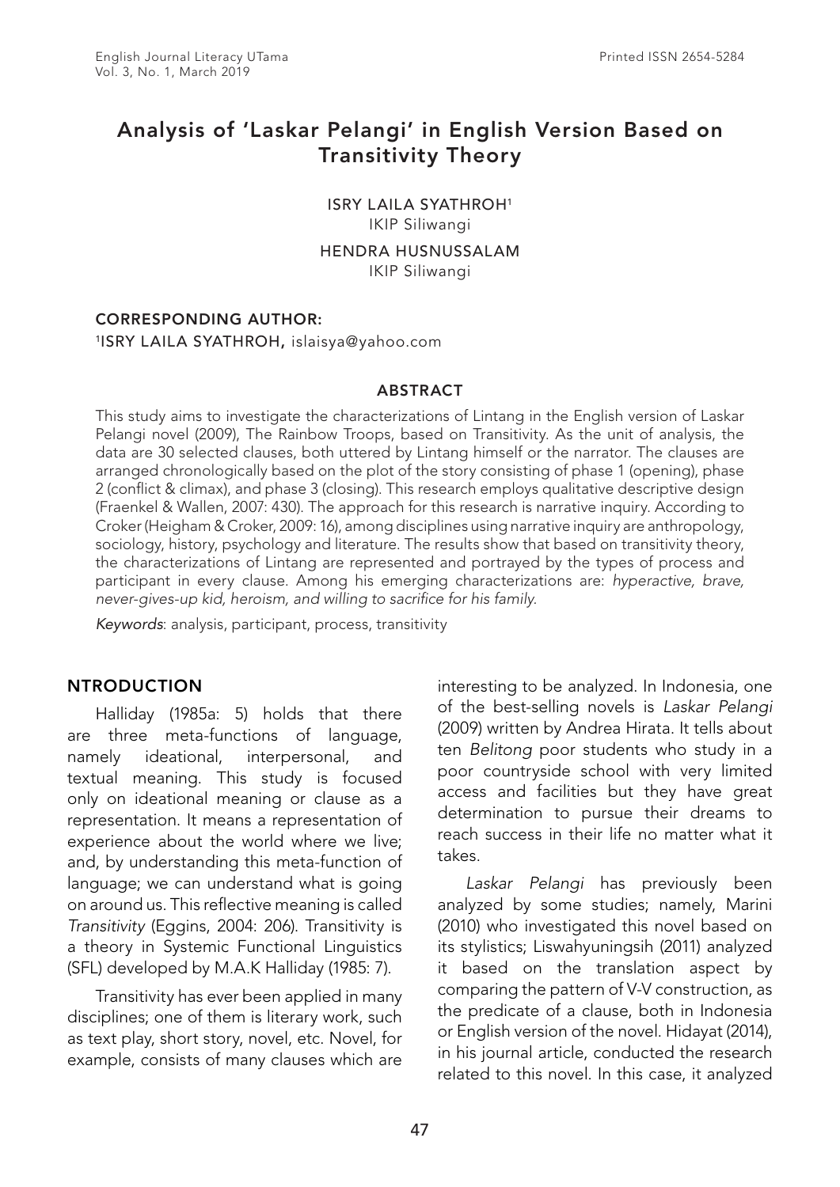# Analysis of 'Laskar Pelangi' in English Version Based on Transitivity Theory

ISRY LAILA SYATHROH[1]
IKIP Siliwangi

HENDRA HUSNUSSALAM
IKIP Siliwangi

**CORRESPONDING AUTHOR:**
[1]ISRY LAILA SYATHROH, islaisya@yahoo.com

## ABSTRACT

This study aims to investigate the characterizations of Lintang in the English version of Laskar Pelangi novel (2009), The Rainbow Troops, based on Transitivity. As the unit of analysis, the data are 30 selected clauses, both uttered by Lintang himself or the narrator. The clauses are arranged chronologically based on the plot of the story consisting of phase 1 (opening), phase 2 (conflict & climax), and phase 3 (closing). This research employs qualitative descriptive design (Fraenkel & Wallen, 2007: 430). The approach for this research is narrative inquiry. According to Croker (Heigham & Croker, 2009: 16), among disciplines using narrative inquiry are anthropology, sociology, history, psychology and literature. The results show that based on transitivity theory, the characterizations of Lintang are represented and portrayed by the types of process and participant in every clause. Among his emerging characterizations are: *hyperactive, brave, never-gives-up kid, heroism, and willing to sacrifice for his family.*

*Keywords*: analysis, participant, process, transitivity

## NTRODUCTION

Halliday (1985a: 5) holds that there are three meta-functions of language, namely ideational, interpersonal, and textual meaning. This study is focused only on ideational meaning or clause as a representation. It means a representation of experience about the world where we live; and, by understanding this meta-function of language; we can understand what is going on around us. This reflective meaning is called *Transitivity* (Eggins, 2004: 206). Transitivity is a theory in Systemic Functional Linguistics (SFL) developed by M.A.K Halliday (1985: 7).

Transitivity has ever been applied in many disciplines; one of them is literary work, such as text play, short story, novel, etc. Novel, for example, consists of many clauses which are interesting to be analyzed. In Indonesia, one of the best-selling novels is *Laskar Pelangi* (2009) written by Andrea Hirata. It tells about ten *Belitong* poor students who study in a poor countryside school with very limited access and facilities but they have great determination to pursue their dreams to reach success in their life no matter what it takes.

*Laskar Pelangi* has previously been analyzed by some studies; namely, Marini (2010) who investigated this novel based on its stylistics; Liswahyuningsih (2011) analyzed it based on the translation aspect by comparing the pattern of V-V construction, as the predicate of a clause, both in Indonesia or English version of the novel. Hidayat (2014), in his journal article, conducted the research related to this novel. In this case, it analyzed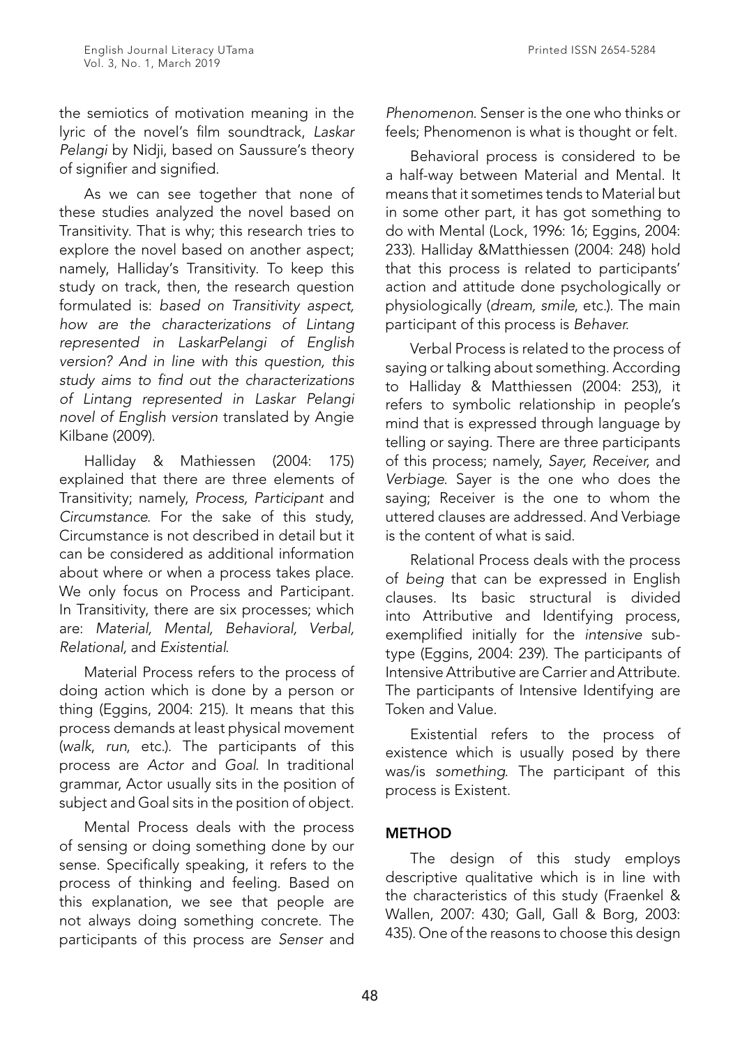the semiotics of motivation meaning in the lyric of the novel's film soundtrack, *Laskar Pelangi* by Nidji, based on Saussure's theory of signifier and signified.

As we can see together that none of these studies analyzed the novel based on Transitivity. That is why; this research tries to explore the novel based on another aspect; namely, Halliday's Transitivity. To keep this study on track, then, the research question formulated is: *based on Transitivity aspect, how are the characterizations of Lintang represented in LaskarPelangi of English version? And in line with this question, this study aims to find out the characterizations of Lintang represented in Laskar Pelangi novel of English version* translated by Angie Kilbane (2009).

Halliday & Mathiessen (2004: 175) explained that there are three elements of Transitivity; namely, *Process, Participant* and *Circumstance*. For the sake of this study, Circumstance is not described in detail but it can be considered as additional information about where or when a process takes place. We only focus on Process and Participant. In Transitivity, there are six processes; which are: *Material, Mental, Behavioral, Verbal, Relational,* and *Existential*.

Material Process refers to the process of doing action which is done by a person or thing (Eggins, 2004: 215). It means that this process demands at least physical movement (*walk, run*, etc.). The participants of this process are *Actor* and *Goal*. In traditional grammar, Actor usually sits in the position of subject and Goal sits in the position of object.

Mental Process deals with the process of sensing or doing something done by our sense. Specifically speaking, it refers to the process of thinking and feeling. Based on this explanation, we see that people are not always doing something concrete. The participants of this process are *Senser* and *Phenomenon*. Senser is the one who thinks or feels; Phenomenon is what is thought or felt.

Behavioral process is considered to be a half-way between Material and Mental. It means that it sometimes tends to Material but in some other part, it has got something to do with Mental (Lock, 1996: 16; Eggins, 2004: 233). Halliday &Matthiessen (2004: 248) hold that this process is related to participants' action and attitude done psychologically or physiologically (*dream, smile*, etc.). The main participant of this process is *Behaver*.

Verbal Process is related to the process of saying or talking about something. According to Halliday & Matthiessen (2004: 253), it refers to symbolic relationship in people's mind that is expressed through language by telling or saying. There are three participants of this process; namely, *Sayer, Receiver*, and *Verbiage*. Sayer is the one who does the saying; Receiver is the one to whom the uttered clauses are addressed. And Verbiage is the content of what is said.

Relational Process deals with the process of *being* that can be expressed in English clauses. Its basic structural is divided into Attributive and Identifying process, exemplified initially for the *intensive* sub-type (Eggins, 2004: 239). The participants of Intensive Attributive are Carrier and Attribute. The participants of Intensive Identifying are Token and Value.

Existential refers to the process of existence which is usually posed by there was/is *something*. The participant of this process is Existent.

## METHOD

The design of this study employs descriptive qualitative which is in line with the characteristics of this study (Fraenkel & Wallen, 2007: 430; Gall, Gall & Borg, 2003: 435). One of the reasons to choose this design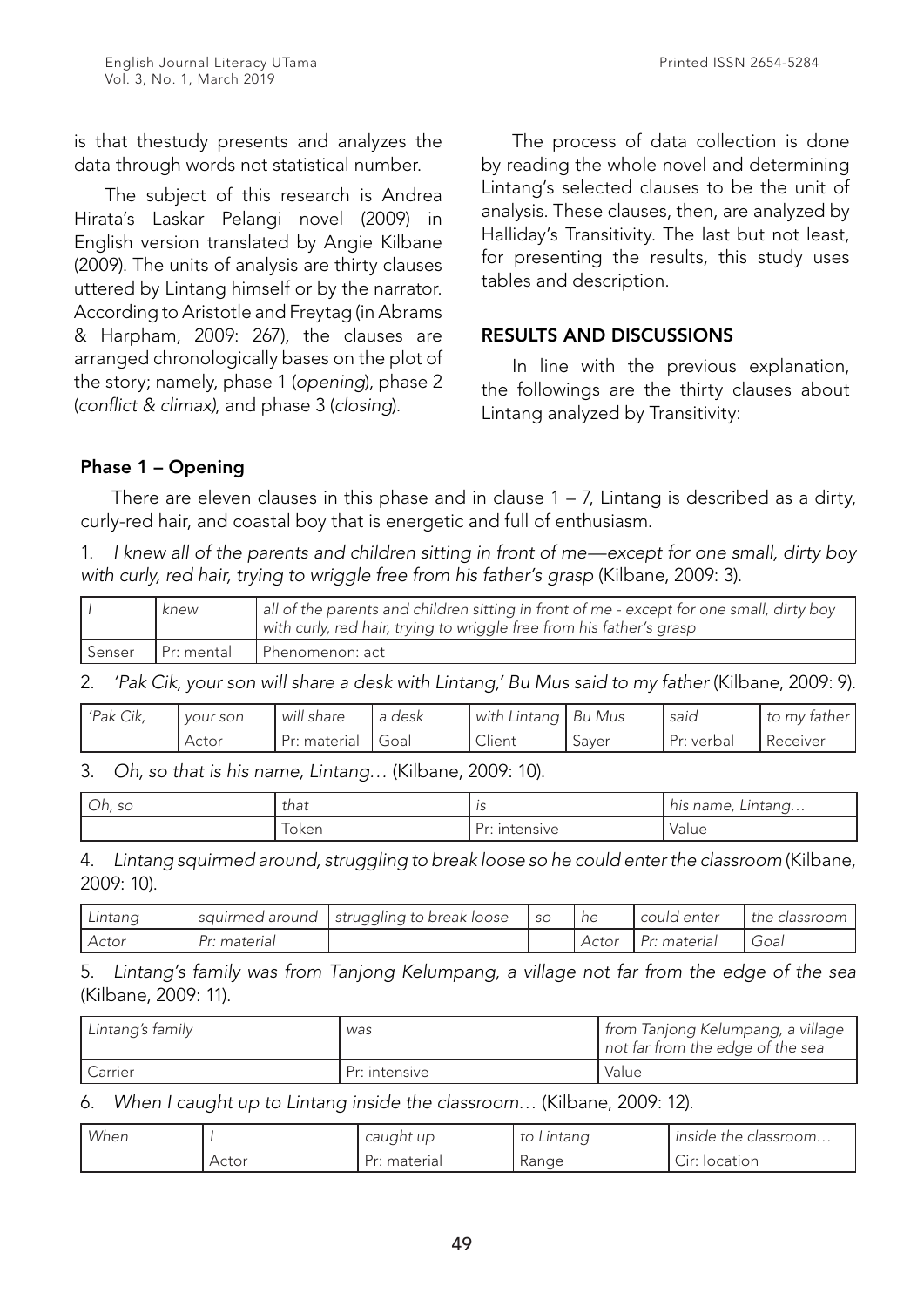is that thestudy presents and analyzes the data through words not statistical number.

The subject of this research is Andrea Hirata's Laskar Pelangi novel (2009) in English version translated by Angie Kilbane (2009). The units of analysis are thirty clauses uttered by Lintang himself or by the narrator. According to Aristotle and Freytag (in Abrams & Harpham, 2009: 267), the clauses are arranged chronologically bases on the plot of the story; namely, phase 1 (*opening*), phase 2 (*conflict & climax*), and phase 3 (*closing*).

The process of data collection is done by reading the whole novel and determining Lintang's selected clauses to be the unit of analysis. These clauses, then, are analyzed by Halliday's Transitivity. The last but not least, for presenting the results, this study uses tables and description.

## RESULTS AND DISCUSSIONS

In line with the previous explanation, the followings are the thirty clauses about Lintang analyzed by Transitivity:

### Phase 1 – Opening

There are eleven clauses in this phase and in clause 1 – 7, Lintang is described as a dirty, curly-red hair, and coastal boy that is energetic and full of enthusiasm.

1. *I knew all of the parents and children sitting in front of me—except for one small, dirty boy with curly, red hair, trying to wriggle free from his father's grasp* (Kilbane, 2009: 3).

| *I* | *knew* | *all of the parents and children sitting in front of me - except for one small, dirty boy with curly, red hair, trying to wriggle free from his father's grasp* |
|---|---|---|
| Senser | Pr: mental | Phenomenon: act |

2. *'Pak Cik, your son will share a desk with Lintang,' Bu Mus said to my father* (Kilbane, 2009: 9).

| *'Pak Cik,* | *your son* | *will share* | *a desk* | *with Lintang* | *Bu Mus* | *said* | *to my father* |
|---|---|---|---|---|---|---|---|
| | Actor | Pr: material | Goal | Client | Sayer | Pr: verbal | Receiver |

3. *Oh, so that is his name, Lintang…* (Kilbane, 2009: 10).

| *Oh, so* | *that* | *is* | *his name, Lintang…* |
|---|---|---|---|
| | Token | Pr: intensive | Value |

4. *Lintang squirmed around, struggling to break loose so he could enter the classroom* (Kilbane, 2009: 10).

| *Lintang* | *squirmed around* | *struggling to break loose* | *so* | *he* | *could enter* | *the classroom* |
|---|---|---|---|---|---|---|
| *Actor* | *Pr: material* | | | *Actor* | *Pr: material* | *Goal* |

5. *Lintang's family was from Tanjong Kelumpang, a village not far from the edge of the sea* (Kilbane, 2009: 11).

| *Lintang's family* | *was* | *from Tanjong Kelumpang, a village not far from the edge of the sea* |
|---|---|---|
| Carrier | Pr: intensive | Value |

6. *When I caught up to Lintang inside the classroom…* (Kilbane, 2009: 12).

| *When* | *I* | *caught up* | *to Lintang* | *inside the classroom…* |
|---|---|---|---|---|
| | Actor | Pr: material | Range | Cir: location |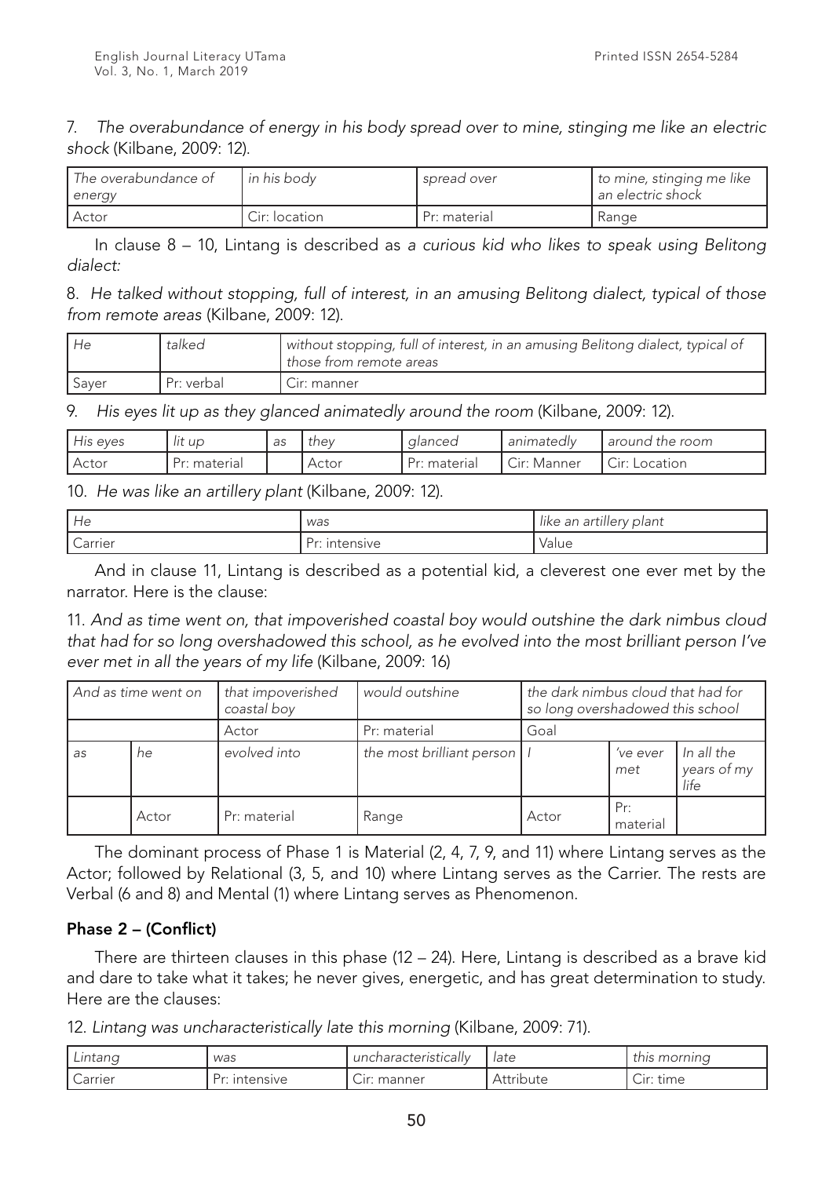7. *The overabundance of energy in his body spread over to mine, stinging me like an electric shock* (Kilbane, 2009: 12).

| *The overabundance of energy* | *in his body* | *spread over* | *to mine, stinging me like an electric shock* |
|---|---|---|---|
| Actor | Cir: location | Pr: material | Range |

In clause 8 – 10, Lintang is described as *a curious kid who likes to speak using Belitong dialect:*

8. *He talked without stopping, full of interest, in an amusing Belitong dialect, typical of those from remote areas* (Kilbane, 2009: 12).

| *He* | *talked* | *without stopping, full of interest, in an amusing Belitong dialect, typical of those from remote areas* |
|---|---|---|
| Sayer | Pr: verbal | Cir: manner |

9. *His eyes lit up as they glanced animatedly around the room* (Kilbane, 2009: 12).

| *His eyes* | *lit up* | *as* | *they* | *glanced* | *animatedly* | *around the room* |
|---|---|---|---|---|---|---|
| Actor | Pr: material | | Actor | Pr: material | Cir: Manner | Cir: Location |

10. *He was like an artillery plant* (Kilbane, 2009: 12).

| *He* | *was* | *like an artillery plant* |
|---|---|---|
| Carrier | Pr: intensive | Value |

And in clause 11, Lintang is described as a potential kid, a cleverest one ever met by the narrator. Here is the clause:

11. *And as time went on, that impoverished coastal boy would outshine the dark nimbus cloud that had for so long overshadowed this school, as he evolved into the most brilliant person I've ever met in all the years of my life* (Kilbane, 2009: 16)

| *And as time went on* | | *that impoverished coastal boy* | *would outshine* | *the dark nimbus cloud that had for so long overshadowed this school* | | |
|---|---|---|---|---|---|---|
| | | Actor | Pr: material | Goal | | |
| *as* | *he* | *evolved into* | *the most brilliant person* | *I* | *'ve ever met* | *In all the years of my life* |
| | Actor | Pr: material | Range | Actor | Pr: material | |

The dominant process of Phase 1 is Material (2, 4, 7, 9, and 11) where Lintang serves as the Actor; followed by Relational (3, 5, and 10) where Lintang serves as the Carrier. The rests are Verbal (6 and 8) and Mental (1) where Lintang serves as Phenomenon.

### Phase 2 – (Conflict)

There are thirteen clauses in this phase (12 – 24). Here, Lintang is described as a brave kid and dare to take what it takes; he never gives, energetic, and has great determination to study. Here are the clauses:

12. *Lintang was uncharacteristically late this morning* (Kilbane, 2009: 71).

| *Lintang* | *was* | *uncharacteristically* | *late* | *this morning* |
|---|---|---|---|---|
| Carrier | Pr: intensive | Cir: manner | Attribute | Cir: time |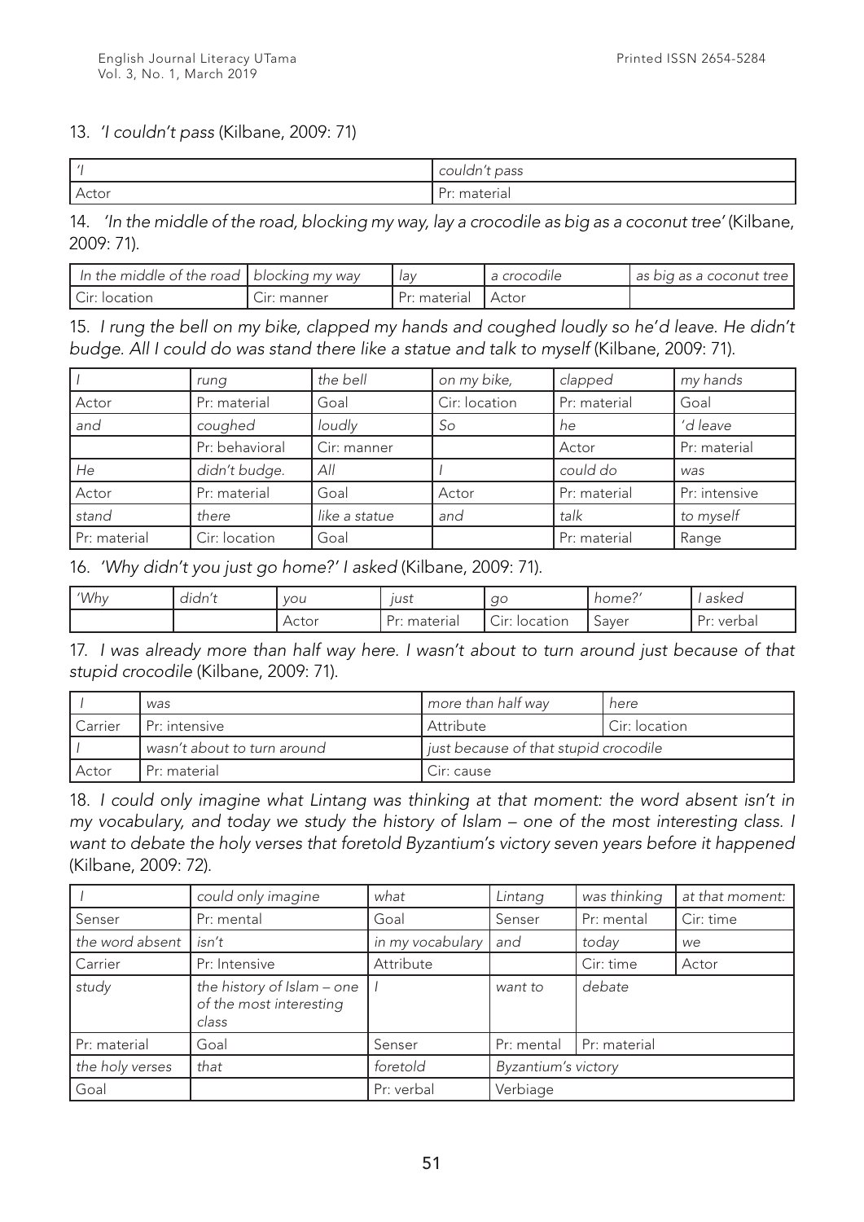13. *'I couldn't pass* (Kilbane, 2009: 71)

| *'I* | *couldn't pass* |
|---|---|
| Actor | Pr: material |

14. *'In the middle of the road, blocking my way, lay a crocodile as big as a coconut tree'* (Kilbane, 2009: 71).

| *In the middle of the road* | *blocking my way* | *lay* | *a crocodile* | *as big as a coconut tree* |
|---|---|---|---|---|
| Cir: location | Cir: manner | Pr: material | Actor | |

15. *I rung the bell on my bike, clapped my hands and coughed loudly so he'd leave. He didn't budge. All I could do was stand there like a statue and talk to myself* (Kilbane, 2009: 71).

| *I* | *rung* | *the bell* | *on my bike,* | *clapped* | *my hands* |
|---|---|---|---|---|---|
| Actor | Pr: material | Goal | Cir: location | Pr: material | Goal |
| *and* | *coughed* | *loudly* | *So* | *he* | *'d leave* |
| | Pr: behavioral | Cir: manner | | Actor | Pr: material |
| *He* | *didn't budge.* | *All* | *I* | *could do* | *was* |
| Actor | Pr: material | Goal | Actor | Pr: material | Pr: intensive |
| *stand* | *there* | *like a statue* | *and* | *talk* | *to myself* |
| Pr: material | Cir: location | Goal | | Pr: material | Range |

16. *'Why didn't you just go home?' I asked* (Kilbane, 2009: 71).

| *'Why* | *didn't* | *you* | *just* | *go* | *home?'* | *I asked* |
|---|---|---|---|---|---|---|
| | | Actor | Pr: material | Cir: location | Sayer | Pr: verbal |

17. *I was already more than half way here. I wasn't about to turn around just because of that stupid crocodile* (Kilbane, 2009: 71).

| *I* | *was* | *more than half way* | *here* |
|---|---|---|---|
| Carrier | Pr: intensive | Attribute | Cir: location |
| *I* | *wasn't about to turn around* | *just because of that stupid crocodile* | |
| Actor | Pr: material | Cir: cause | |

18. *I could only imagine what Lintang was thinking at that moment: the word absent isn't in my vocabulary, and today we study the history of Islam – one of the most interesting class. I want to debate the holy verses that foretold Byzantium's victory seven years before it happened* (Kilbane, 2009: 72).

| *I* | *could only imagine* | *what* | *Lintang* | *was thinking* | *at that moment:* |
|---|---|---|---|---|---|
| Senser | Pr: mental | Goal | Senser | Pr: mental | Cir: time |
| *the word absent* | *isn't* | *in my vocabulary* | *and* | *today* | *we* |
| Carrier | Pr: Intensive | Attribute | | Cir: time | Actor |
| *study* | *the history of Islam – one of the most interesting class* | *I* | *want to* | *debate* | |
| Pr: material | Goal | Senser | Pr: mental | Pr: material | |
| *the holy verses* | *that* | *foretold* | *Byzantium's victory* | | |
| Goal | | Pr: verbal | Verbiage | | |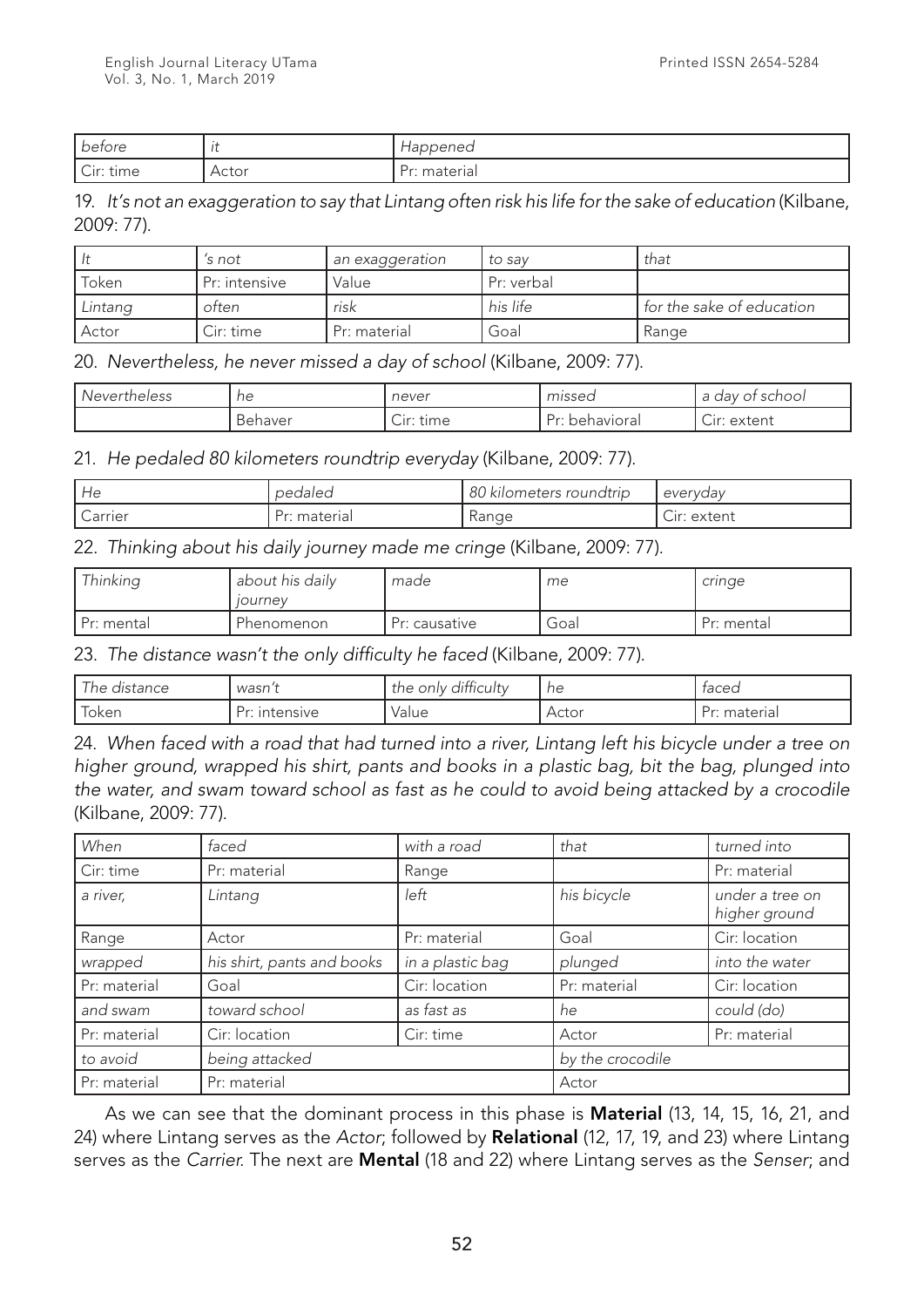| *before* | *it* | *Happened* |
|---|---|---|
| Cir: time | Actor | Pr: material |

19. *It's not an exaggeration to say that Lintang often risk his life for the sake of education* (Kilbane, 2009: 77).

| *It* | *'s not* | *an exaggeration* | *to say* | *that* |
|---|---|---|---|---|
| Token | Pr: intensive | Value | Pr: verbal | |
| *Lintang* | *often* | *risk* | *his life* | *for the sake of education* |
| Actor | Cir: time | Pr: material | Goal | Range |

20. *Nevertheless, he never missed a day of school* (Kilbane, 2009: 77).

| *Nevertheless* | *he* | *never* | *missed* | *a day of school* |
|---|---|---|---|---|
| | Behaver | Cir: time | Pr: behavioral | Cir: extent |

21. *He pedaled 80 kilometers roundtrip everyday* (Kilbane, 2009: 77).

| *He* | *pedaled* | *80 kilometers roundtrip* | *everyday* |
|---|---|---|---|
| Carrier | Pr: material | Range | Cir: extent |

22. *Thinking about his daily journey made me cringe* (Kilbane, 2009: 77).

| *Thinking* | *about his daily journey* | *made* | *me* | *cringe* |
|---|---|---|---|---|
| Pr: mental | Phenomenon | Pr: causative | Goal | Pr: mental |

23. *The distance wasn't the only difficulty he faced* (Kilbane, 2009: 77).

| *The distance* | *wasn't* | *the only difficulty* | *he* | *faced* |
|---|---|---|---|---|
| Token | Pr: intensive | Value | Actor | Pr: material |

24. *When faced with a road that had turned into a river, Lintang left his bicycle under a tree on higher ground, wrapped his shirt, pants and books in a plastic bag, bit the bag, plunged into the water, and swam toward school as fast as he could to avoid being attacked by a crocodile* (Kilbane, 2009: 77).

| *When* | *faced* | *with a road* | *that* | *turned into* |
|---|---|---|---|---|
| Cir: time | Pr: material | Range | | Pr: material |
| *a river,* | *Lintang* | *left* | *his bicycle* | *under a tree on higher ground* |
| Range | Actor | Pr: material | Goal | Cir: location |
| *wrapped* | *his shirt, pants and books* | *in a plastic bag* | *plunged* | *into the water* |
| Pr: material | Goal | Cir: location | Pr: material | Cir: location |
| *and swam* | *toward school* | *as fast as* | *he* | *could (do)* |
| Pr: material | Cir: location | Cir: time | Actor | Pr: material |
| *to avoid* | *being attacked* | | *by the crocodile* | |
| Pr: material | Pr: material | | Actor | |

As we can see that the dominant process in this phase is **Material** (13, 14, 15, 16, 21, and 24) where Lintang serves as the *Actor*; followed by **Relational** (12, 17, 19, and 23) where Lintang serves as the *Carrier*. The next are **Mental** (18 and 22) where Lintang serves as the *Senser*; and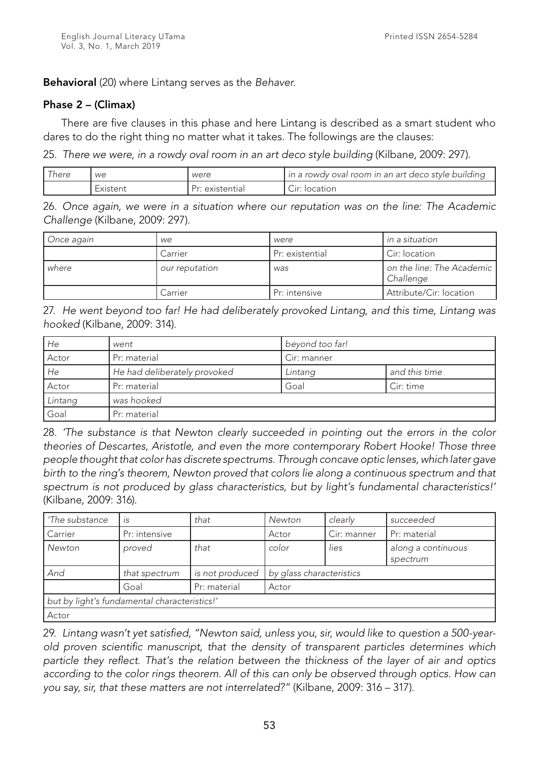**Behavioral** (20) where Lintang serves as the *Behaver.*

### Phase 2 – (Climax)

There are five clauses in this phase and here Lintang is described as a smart student who dares to do the right thing no matter what it takes. The followings are the clauses:

25. *There we were, in a rowdy oval room in an art deco style building* (Kilbane, 2009: 297).

| *There* | *we* | *were* | *in a rowdy oval room in an art deco style building* |
|---|---|---|---|
| | Existent | Pr: existential | Cir: location |

26. *Once again, we were in a situation where our reputation was on the line: The Academic Challenge* (Kilbane, 2009: 297).

| *Once again* | *we* | *were* | *in a situation* |
|---|---|---|---|
| | Carrier | Pr: existential | Cir: location |
| *where* | *our reputation* | *was* | *on the line: The Academic Challenge* |
| | Carrier | Pr: intensive | Attribute/Cir: location |

27. *He went beyond too far! He had deliberately provoked Lintang, and this time, Lintang was hooked* (Kilbane, 2009: 314).

| *He* | *went* | *beyond too far!* | |
|---|---|---|---|
| Actor | Pr: material | Cir: manner | |
| *He* | *He had deliberately provoked* | *Lintang* | *and this time* |
| Actor | Pr: material | Goal | Cir: time |
| *Lintang* | *was hooked* | | |
| Goal | Pr: material | | |

28. *'The substance is that Newton clearly succeeded in pointing out the errors in the color theories of Descartes, Aristotle, and even the more contemporary Robert Hooke! Those three people thought that color has discrete spectrums. Through concave optic lenses, which later gave birth to the ring's theorem, Newton proved that colors lie along a continuous spectrum and that spectrum is not produced by glass characteristics, but by light's fundamental characteristics!'* (Kilbane, 2009: 316).

| *'The substance* | *is* | *that* | *Newton* | *clearly* | *succeeded* |
|---|---|---|---|---|---|
| Carrier | Pr: intensive | | Actor | Cir: manner | Pr: material |
| *Newton* | *proved* | *that* | *color* | *lies* | *along a continuous spectrum* |
| *And* | *that spectrum* | *is not produced* | *by glass characteristics* | | |
| | Goal | Pr: material | Actor | | |
| *but by light's fundamental characteristics!'* | | | | | |
| Actor | | | | | |

29. *Lintang wasn't yet satisfied, "Newton said, unless you, sir, would like to question a 500-year-old proven scientific manuscript, that the density of transparent particles determines which particle they reflect. That's the relation between the thickness of the layer of air and optics according to the color rings theorem. All of this can only be observed through optics. How can you say, sir, that these matters are not interrelated?"* (Kilbane, 2009: 316 – 317).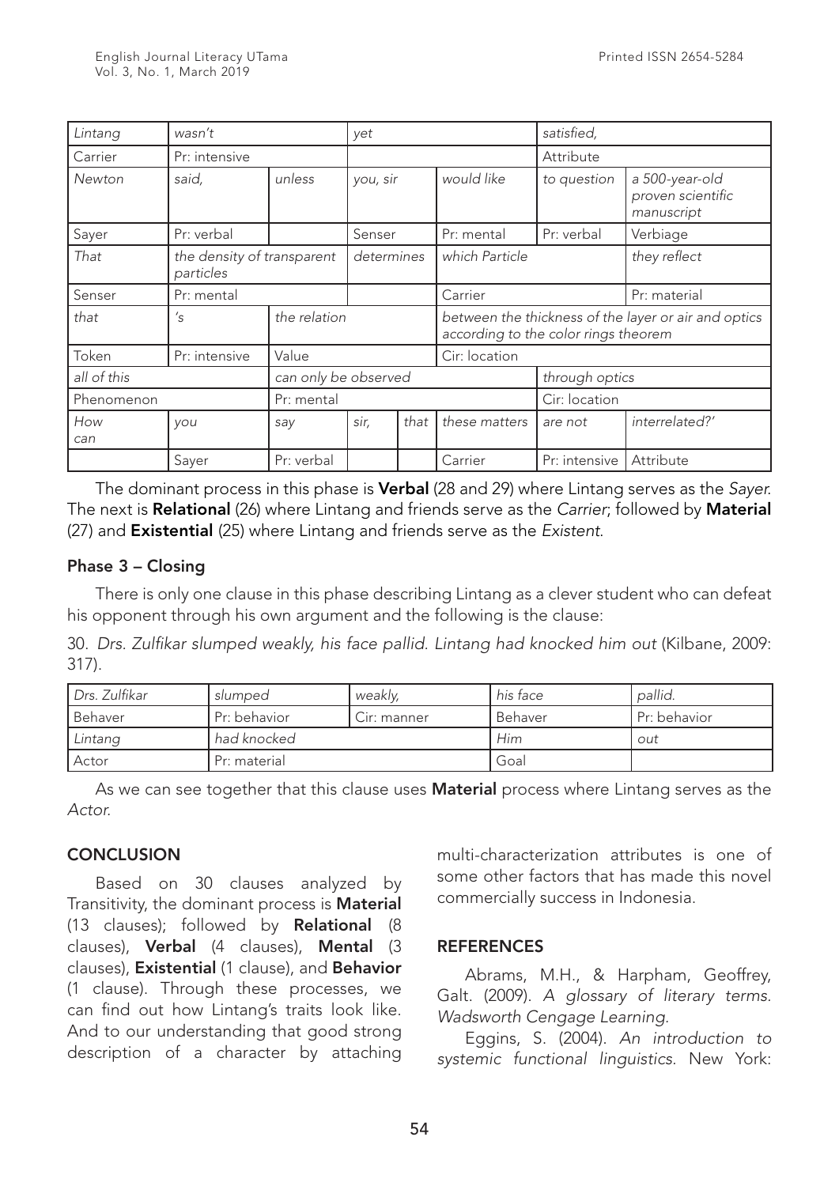| Lintang | wasn't | | yet | | | satisfied, | |
|---|---|---|---|---|---|---|---|
| Carrier | Pr: intensive | | | | | Attribute | |
| Newton | said, | unless | you, sir | | would like | to question | a 500-year-old proven scientific manuscript |
| Sayer | Pr: verbal | | Senser | | Pr: mental | Pr: verbal | Verbiage |
| That | the density of transparent particles | | determines | | which Particle | | they reflect |
| Senser | Pr: mental | | | | Carrier | | Pr: material |
| that | 's | the relation | | | between the thickness of the layer or air and optics according to the color rings theorem | | |
| Token | Pr: intensive | Value | | | Cir: location | | |
| all of this | | can only be observed | | | | through optics | |
| Phenomenon | | Pr: mental | | | | Cir: location | |
| How can | you | say | sir, | that | these matters | are not | interrelated?' |
| | Sayer | Pr: verbal | | | Carrier | Pr: intensive | Attribute |

The dominant process in this phase is **Verbal** (28 and 29) where Lintang serves as the *Sayer*. The next is **Relational** (26) where Lintang and friends serve as the *Carrier*; followed by **Material** (27) and **Existential** (25) where Lintang and friends serve as the *Existent*.

### Phase 3 – Closing

There is only one clause in this phase describing Lintang as a clever student who can defeat his opponent through his own argument and the following is the clause:

30. *Drs. Zulfikar slumped weakly, his face pallid. Lintang had knocked him out* (Kilbane, 2009: 317).

| Drs. Zulfikar | slumped | weakly, | his face | pallid. |
|---|---|---|---|---|
| Behaver | Pr: behavior | Cir: manner | Behaver | Pr: behavior |
| Lintang | had knocked | | Him | out |
| Actor | Pr: material | | Goal | |

As we can see together that this clause uses **Material** process where Lintang serves as the *Actor*.

## CONCLUSION

Based on 30 clauses analyzed by Transitivity, the dominant process is **Material** (13 clauses); followed by **Relational** (8 clauses), **Verbal** (4 clauses), **Mental** (3 clauses), **Existential** (1 clause), and **Behavior** (1 clause). Through these processes, we can find out how Lintang's traits look like. And to our understanding that good strong description of a character by attaching multi-characterization attributes is one of some other factors that has made this novel commercially success in Indonesia.

## REFERENCES

Abrams, M.H., & Harpham, Geoffrey, Galt. (2009). *A glossary of literary terms. Wadsworth Cengage Learning.*

Eggins, S. (2004). *An introduction to systemic functional linguistics*. New York: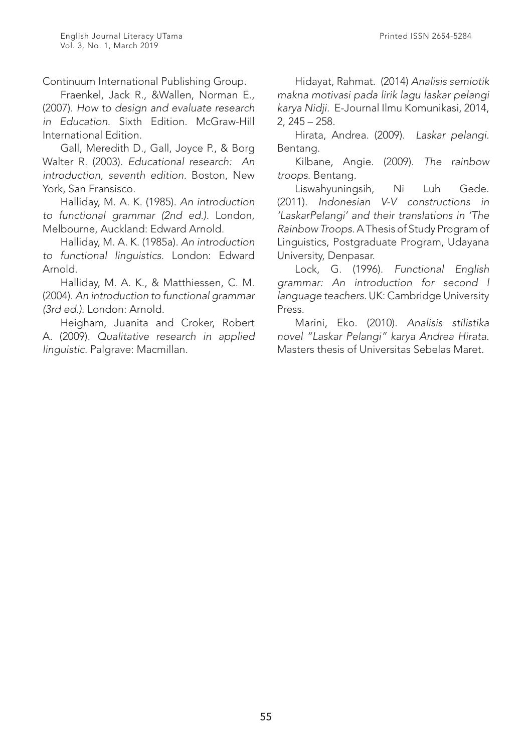Continuum International Publishing Group.

Fraenkel, Jack R., &Wallen, Norman E., (2007). *How to design and evaluate research in Education.* Sixth Edition. McGraw-Hill International Edition.

Gall, Meredith D., Gall, Joyce P., & Borg Walter R. (2003). *Educational research: An introduction, seventh edition.* Boston, New York, San Fransisco.

Halliday, M. A. K. (1985). *An introduction to functional grammar (2nd ed.).* London, Melbourne, Auckland: Edward Arnold.

Halliday, M. A. K. (1985a). *An introduction to functional linguistics.* London: Edward Arnold.

Halliday, M. A. K., & Matthiessen, C. M. (2004). *An introduction to functional grammar (3rd ed.).* London: Arnold.

Heigham, Juanita and Croker, Robert A. (2009). *Qualitative research in applied linguistic.* Palgrave: Macmillan.

Hidayat, Rahmat. (2014) *Analisis semiotik makna motivasi pada lirik lagu laskar pelangi karya Nidji.* E-Journal Ilmu Komunikasi, 2014, 2, 245 – 258.

Hirata, Andrea. (2009). *Laskar pelangi.* Bentang.

Kilbane, Angie. (2009). *The rainbow troops.* Bentang.

Liswahyuningsih, Ni Luh Gede. (2011). *Indonesian V-V constructions in 'LaskarPelangi' and their translations in 'The Rainbow Troops.* A Thesis of Study Program of Linguistics, Postgraduate Program, Udayana University, Denpasar.

Lock, G. (1996). *Functional English grammar: An introduction for second l language teachers.* UK: Cambridge University Press.

Marini, Eko. (2010). *Analisis stilistika novel "Laskar Pelangi" karya Andrea Hirata.* Masters thesis of Universitas Sebelas Maret.